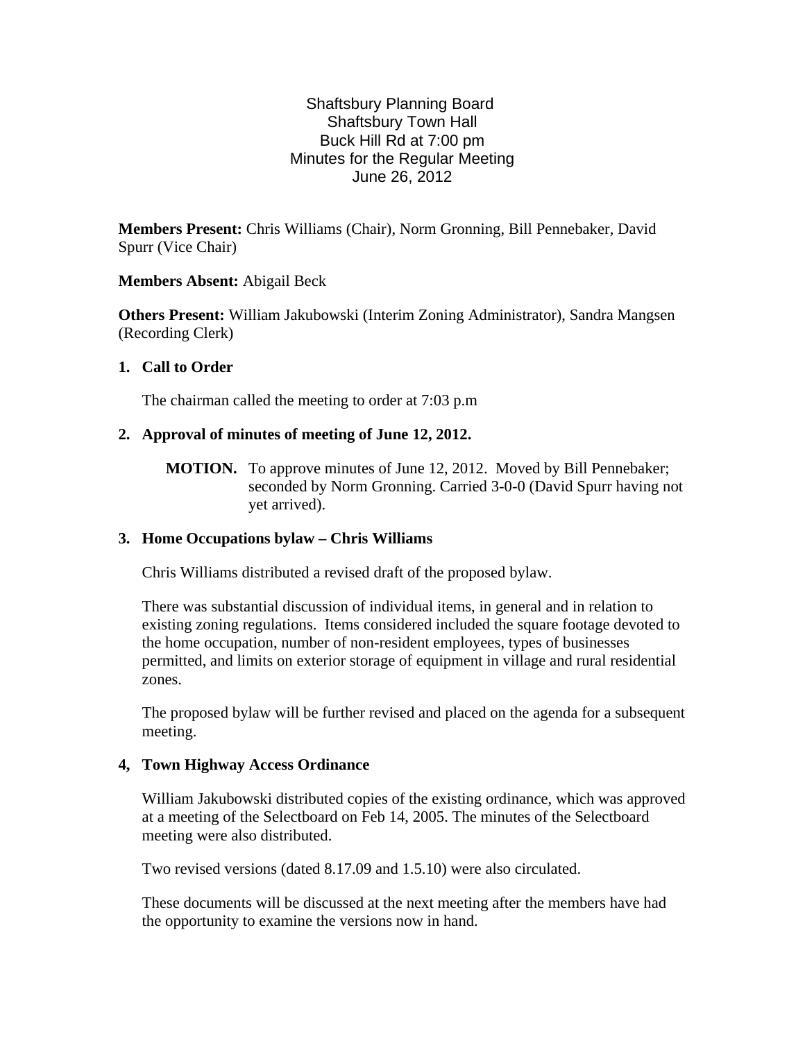# Shaftsbury Planning Board
Shaftsbury Town Hall
Buck Hill Rd at 7:00 pm
Minutes for the Regular Meeting
June 26, 2012

**Members Present:** Chris Williams (Chair), Norm Gronning, Bill Pennebaker, David Spurr (Vice Chair)

**Members Absent:** Abigail Beck

**Others Present:** William Jakubowski (Interim Zoning Administrator), Sandra Mangsen (Recording Clerk)

## 1. Call to Order

The chairman called the meeting to order at 7:03 p.m

## 2. Approval of minutes of meeting of June 12, 2012.

**MOTION.** To approve minutes of June 12, 2012. Moved by Bill Pennebaker; seconded by Norm Gronning. Carried 3-0-0 (David Spurr having not yet arrived).

## 3. Home Occupations bylaw – Chris Williams

Chris Williams distributed a revised draft of the proposed bylaw.

There was substantial discussion of individual items, in general and in relation to existing zoning regulations. Items considered included the square footage devoted to the home occupation, number of non-resident employees, types of businesses permitted, and limits on exterior storage of equipment in village and rural residential zones.

The proposed bylaw will be further revised and placed on the agenda for a subsequent meeting.

## 4, Town Highway Access Ordinance

William Jakubowski distributed copies of the existing ordinance, which was approved at a meeting of the Selectboard on Feb 14, 2005. The minutes of the Selectboard meeting were also distributed.

Two revised versions (dated 8.17.09 and 1.5.10) were also circulated.

These documents will be discussed at the next meeting after the members have had the opportunity to examine the versions now in hand.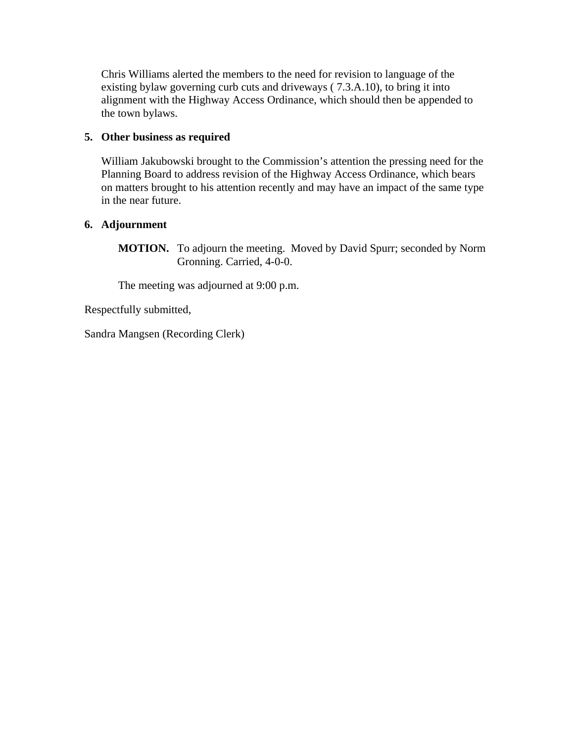Chris Williams alerted the members to the need for revision to language of the existing bylaw governing curb cuts and driveways ( 7.3.A.10), to bring it into alignment with the Highway Access Ordinance, which should then be appended to the town bylaws.

**5. Other business as required**

William Jakubowski brought to the Commission's attention the pressing need for the Planning Board to address revision of the Highway Access Ordinance, which bears on matters brought to his attention recently and may have an impact of the same type in the near future.

**6. Adjournment**

**MOTION.** To adjourn the meeting. Moved by David Spurr; seconded by Norm Gronning. Carried, 4-0-0.

The meeting was adjourned at 9:00 p.m.

Respectfully submitted,

Sandra Mangsen (Recording Clerk)